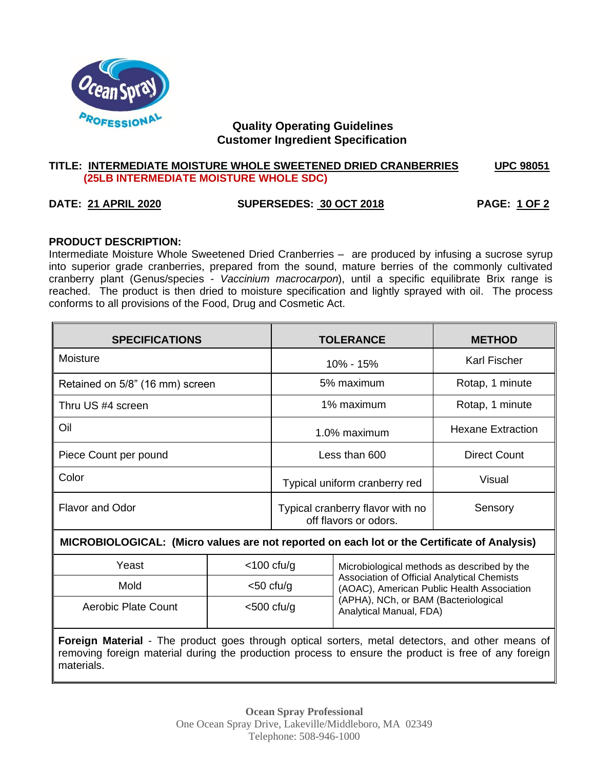## Quality Operating Guidelines
## Customer Ingredient Specification

**TITLE: INTERMEDIATE MOISTURE WHOLE SWEETENED DRIED CRANBERRIES** **UPC 98051**
**(25LB INTERMEDIATE MOISTURE WHOLE SDC)**

**DATE: 21 APRIL 2020** **SUPERSEDES: 30 OCT 2018**

**PRODUCT DESCRIPTION:**
Intermediate Moisture Whole Sweetened Dried Cranberries – are produced by infusing a sucrose syrup into superior grade cranberries, prepared from the sound, mature berries of the commonly cultivated cranberry plant (Genus/species - *Vaccinium macrocarpon*), until a specific equilibrate Brix range is reached. The product is then dried to moisture specification and lightly sprayed with oil. The process conforms to all provisions of the Food, Drug and Cosmetic Act.

| SPECIFICATIONS | TOLERANCE | METHOD |
|---|---|---|
| Moisture | 10% - 15% | Karl Fischer |
| Retained on 5/8" (16 mm) screen | 5% maximum | Rotap, 1 minute |
| Thru US #4 screen | 1% maximum | Rotap, 1 minute |
| Oil | 1.0% maximum | Hexane Extraction |
| Piece Count per pound | Less than 600 | Direct Count |
| Color | Typical uniform cranberry red | Visual |
| Flavor and Odor | Typical cranberry flavor with no off flavors or odors. | Sensory |

**MICROBIOLOGICAL: (Micro values are not reported on each lot or the Certificate of Analysis)**

| Test | Limit | Method |
|---|---|---|
| Yeast | <100 cfu/g | Microbiological methods as described by the Association of Official Analytical Chemists (AOAC), American Public Health Association (APHA), NCh, or BAM (Bacteriological Analytical Manual, FDA) |
| Mold | <50 cfu/g | |
| Aerobic Plate Count | <500 cfu/g | |

**Foreign Material** - The product goes through optical sorters, metal detectors, and other means of removing foreign material during the production process to ensure the product is free of any foreign materials.

**Ocean Spray Professional**
One Ocean Spray Drive, Lakeville/Middleboro, MA 02349
Telephone: 508-946-1000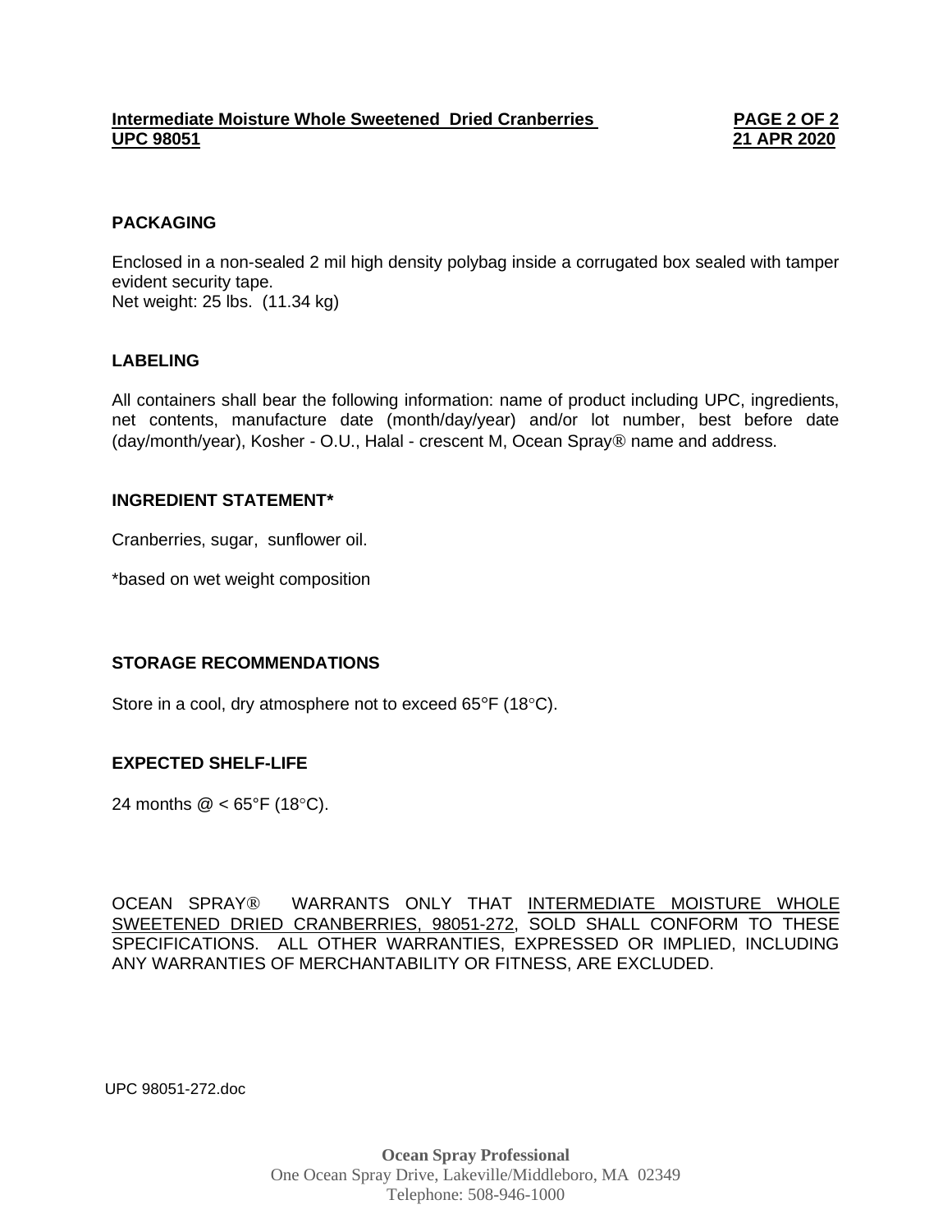## PACKAGING

Enclosed in a non-sealed 2 mil high density polybag inside a corrugated box sealed with tamper evident security tape.
Net weight: 25 lbs. (11.34 kg)

## LABELING

All containers shall bear the following information: name of product including UPC, ingredients, net contents, manufacture date (month/day/year) and/or lot number, best before date (day/month/year), Kosher - O.U., Halal - crescent M, Ocean Spray® name and address.

## INGREDIENT STATEMENT*

Cranberries, sugar, sunflower oil.

*based on wet weight composition

## STORAGE RECOMMENDATIONS

Store in a cool, dry atmosphere not to exceed 65°F (18°C).

## EXPECTED SHELF-LIFE

24 months @ < 65°F (18°C).

OCEAN SPRAY® WARRANTS ONLY THAT INTERMEDIATE MOISTURE WHOLE SWEETENED DRIED CRANBERRIES, 98051-272, SOLD SHALL CONFORM TO THESE SPECIFICATIONS. ALL OTHER WARRANTIES, EXPRESSED OR IMPLIED, INCLUDING ANY WARRANTIES OF MERCHANTABILITY OR FITNESS, ARE EXCLUDED.

UPC 98051-272.doc

**Ocean Spray Professional**
One Ocean Spray Drive, Lakeville/Middleboro, MA 02349
Telephone: 508-946-1000